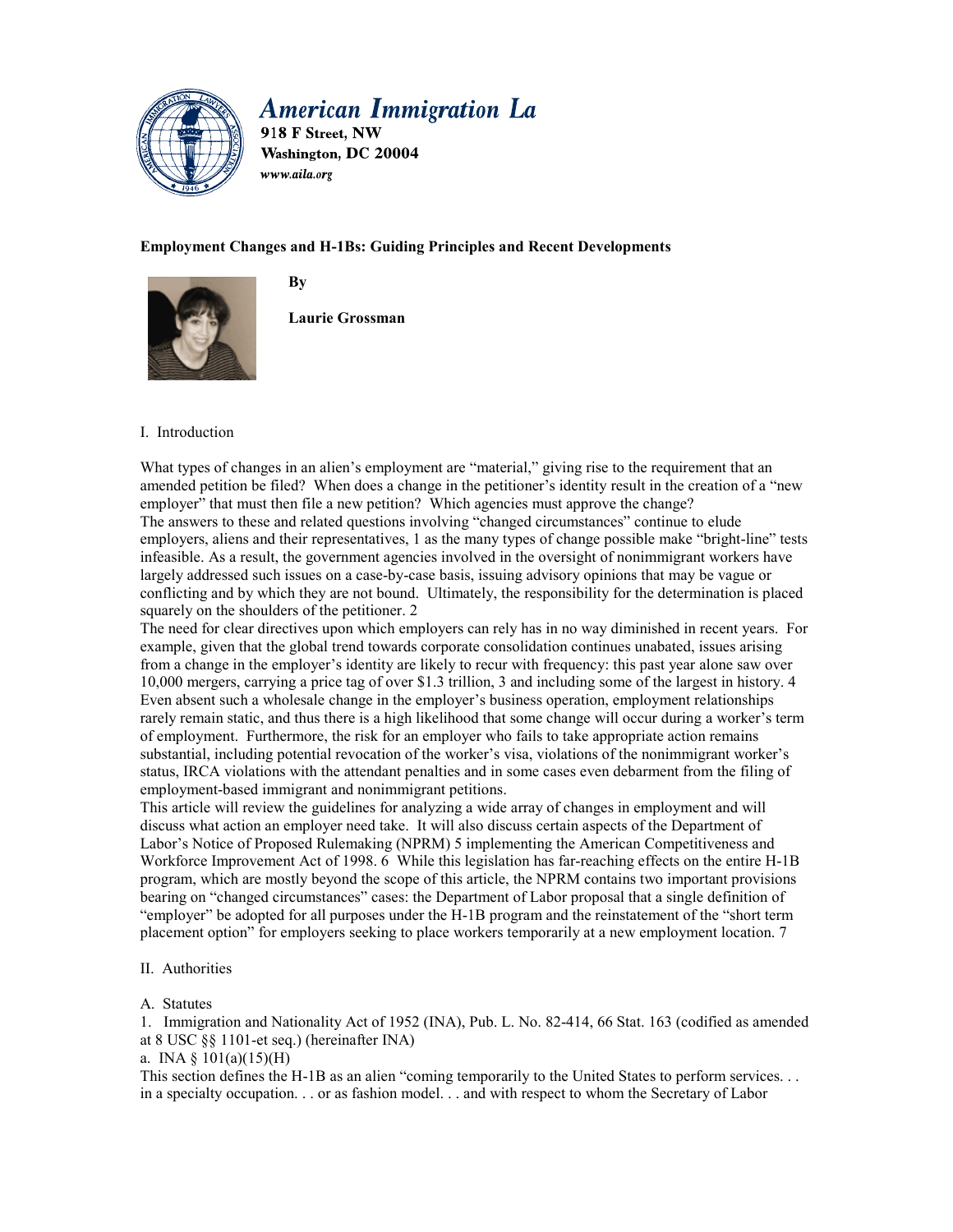American Immigration La
918 F Street, NW
Washington, DC 20004
www.aila.org

**Employment Changes and H-1Bs: Guiding Principles and Recent Developments**

**By**

**Laurie Grossman**

I. Introduction

What types of changes in an alien's employment are "material," giving rise to the requirement that an amended petition be filed? When does a change in the petitioner's identity result in the creation of a "new employer" that must then file a new petition? Which agencies must approve the change?

The answers to these and related questions involving "changed circumstances" continue to elude employers, aliens and their representatives, 1 as the many types of change possible make "bright-line" tests infeasible. As a result, the government agencies involved in the oversight of nonimmigrant workers have largely addressed such issues on a case-by-case basis, issuing advisory opinions that may be vague or conflicting and by which they are not bound. Ultimately, the responsibility for the determination is placed squarely on the shoulders of the petitioner. 2

The need for clear directives upon which employers can rely has in no way diminished in recent years. For example, given that the global trend towards corporate consolidation continues unabated, issues arising from a change in the employer's identity are likely to recur with frequency: this past year alone saw over 10,000 mergers, carrying a price tag of over $1.3 trillion, 3 and including some of the largest in history. 4 Even absent such a wholesale change in the employer's business operation, employment relationships rarely remain static, and thus there is a high likelihood that some change will occur during a worker's term of employment. Furthermore, the risk for an employer who fails to take appropriate action remains substantial, including potential revocation of the worker's visa, violations of the nonimmigrant worker's status, IRCA violations with the attendant penalties and in some cases even debarment from the filing of employment-based immigrant and nonimmigrant petitions.

This article will review the guidelines for analyzing a wide array of changes in employment and will discuss what action an employer need take. It will also discuss certain aspects of the Department of Labor's Notice of Proposed Rulemaking (NPRM) 5 implementing the American Competitiveness and Workforce Improvement Act of 1998. 6 While this legislation has far-reaching effects on the entire H-1B program, which are mostly beyond the scope of this article, the NPRM contains two important provisions bearing on "changed circumstances" cases: the Department of Labor proposal that a single definition of "employer" be adopted for all purposes under the H-1B program and the reinstatement of the "short term placement option" for employers seeking to place workers temporarily at a new employment location. 7

II. Authorities

A. Statutes

1. Immigration and Nationality Act of 1952 (INA), Pub. L. No. 82-414, 66 Stat. 163 (codified as amended at 8 USC §§ 1101-et seq.) (hereinafter INA)

a. INA § 101(a)(15)(H)

This section defines the H-1B as an alien "coming temporarily to the United States to perform services. . . in a specialty occupation. . . or as fashion model. . . and with respect to whom the Secretary of Labor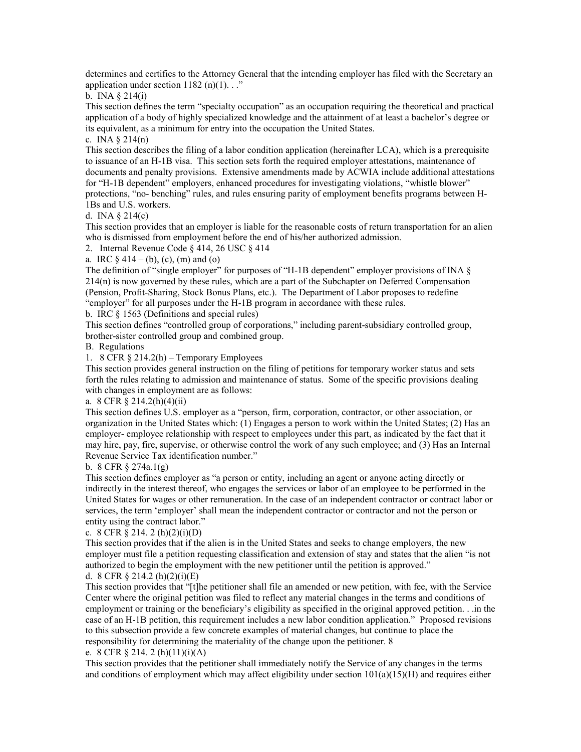determines and certifies to the Attorney General that the intending employer has filed with the Secretary an application under section 1182 (n)(1). . ."

b. INA § 214(i)

This section defines the term "specialty occupation" as an occupation requiring the theoretical and practical application of a body of highly specialized knowledge and the attainment of at least a bachelor's degree or its equivalent, as a minimum for entry into the occupation the United States.

c. INA § 214(n)

This section describes the filing of a labor condition application (hereinafter LCA), which is a prerequisite to issuance of an H-1B visa. This section sets forth the required employer attestations, maintenance of documents and penalty provisions. Extensive amendments made by ACWIA include additional attestations for "H-1B dependent" employers, enhanced procedures for investigating violations, "whistle blower" protections, "no- benching" rules, and rules ensuring parity of employment benefits programs between H-1Bs and U.S. workers.

d. INA § 214(c)

This section provides that an employer is liable for the reasonable costs of return transportation for an alien who is dismissed from employment before the end of his/her authorized admission.

2. Internal Revenue Code § 414, 26 USC § 414

a. IRC § 414 – (b), (c), (m) and (o)

The definition of "single employer" for purposes of "H-1B dependent" employer provisions of INA § 214(n) is now governed by these rules, which are a part of the Subchapter on Deferred Compensation (Pension, Profit-Sharing, Stock Bonus Plans, etc.). The Department of Labor proposes to redefine "employer" for all purposes under the H-1B program in accordance with these rules.

b. IRC § 1563 (Definitions and special rules)

This section defines "controlled group of corporations," including parent-subsidiary controlled group, brother-sister controlled group and combined group.

B. Regulations

1. 8 CFR § 214.2(h) – Temporary Employees

This section provides general instruction on the filing of petitions for temporary worker status and sets forth the rules relating to admission and maintenance of status. Some of the specific provisions dealing with changes in employment are as follows:

a. 8 CFR § 214.2(h)(4)(ii)

This section defines U.S. employer as a "person, firm, corporation, contractor, or other association, or organization in the United States which: (1) Engages a person to work within the United States; (2) Has an employer- employee relationship with respect to employees under this part, as indicated by the fact that it may hire, pay, fire, supervise, or otherwise control the work of any such employee; and (3) Has an Internal Revenue Service Tax identification number."

b. 8 CFR § 274a.1(g)

This section defines employer as "a person or entity, including an agent or anyone acting directly or indirectly in the interest thereof, who engages the services or labor of an employee to be performed in the United States for wages or other remuneration. In the case of an independent contractor or contract labor or services, the term 'employer' shall mean the independent contractor or contractor and not the person or entity using the contract labor."

c. 8 CFR § 214. 2 (h)(2)(i)(D)

This section provides that if the alien is in the United States and seeks to change employers, the new employer must file a petition requesting classification and extension of stay and states that the alien "is not authorized to begin the employment with the new petitioner until the petition is approved."

d. 8 CFR § 214.2 (h)(2)(i)(E)

This section provides that "[t]he petitioner shall file an amended or new petition, with fee, with the Service Center where the original petition was filed to reflect any material changes in the terms and conditions of employment or training or the beneficiary's eligibility as specified in the original approved petition. . .in the case of an H-1B petition, this requirement includes a new labor condition application." Proposed revisions to this subsection provide a few concrete examples of material changes, but continue to place the responsibility for determining the materiality of the change upon the petitioner. 8

e. 8 CFR § 214. 2 (h)(11)(i)(A)

This section provides that the petitioner shall immediately notify the Service of any changes in the terms and conditions of employment which may affect eligibility under section 101(a)(15)(H) and requires either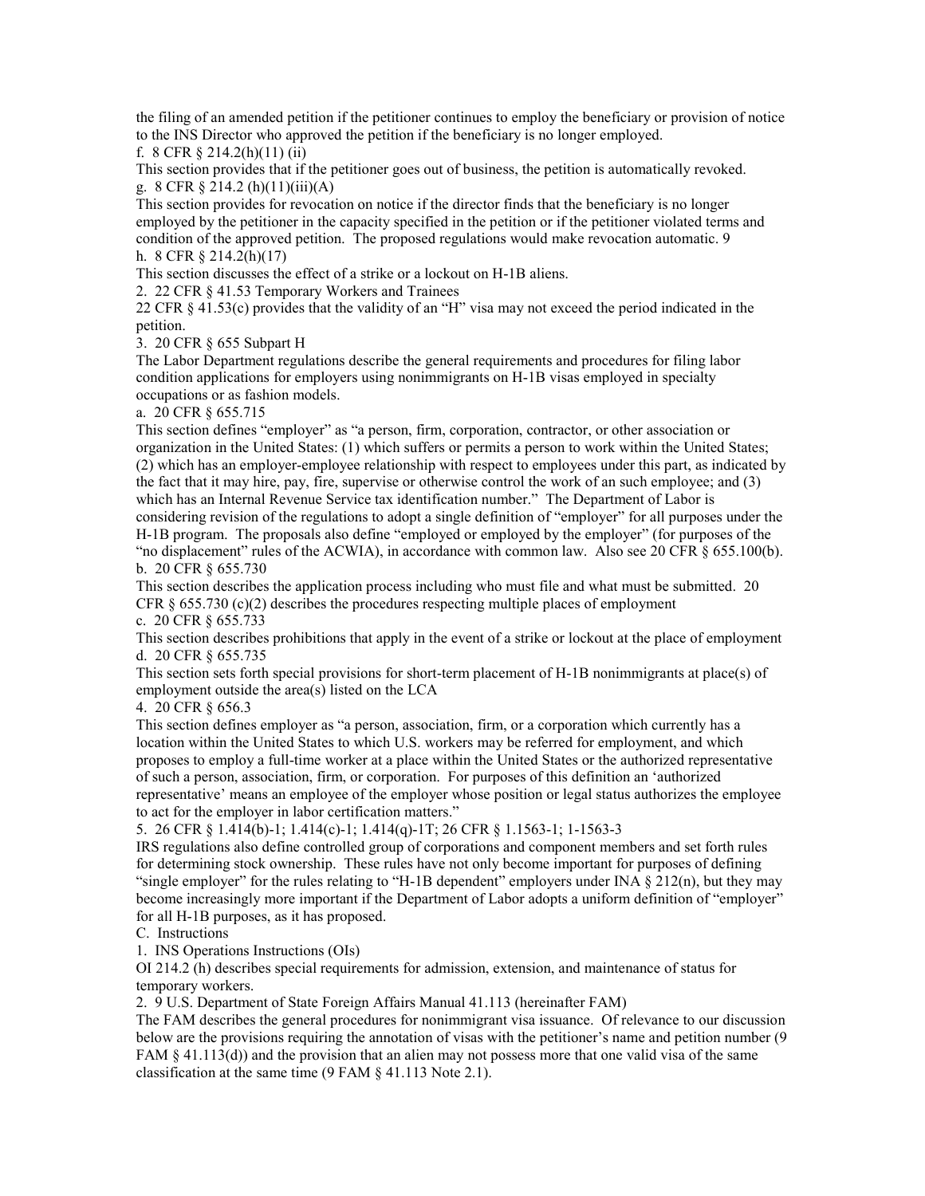the filing of an amended petition if the petitioner continues to employ the beneficiary or provision of notice to the INS Director who approved the petition if the beneficiary is no longer employed.

f. 8 CFR § 214.2(h)(11) (ii)

This section provides that if the petitioner goes out of business, the petition is automatically revoked.

g. 8 CFR § 214.2 (h)(11)(iii)(A)

This section provides for revocation on notice if the director finds that the beneficiary is no longer employed by the petitioner in the capacity specified in the petition or if the petitioner violated terms and condition of the approved petition. The proposed regulations would make revocation automatic. 9

h. 8 CFR § 214.2(h)(17)

This section discusses the effect of a strike or a lockout on H-1B aliens.

2. 22 CFR § 41.53 Temporary Workers and Trainees

22 CFR § 41.53(c) provides that the validity of an "H" visa may not exceed the period indicated in the petition.

3. 20 CFR § 655 Subpart H

The Labor Department regulations describe the general requirements and procedures for filing labor condition applications for employers using nonimmigrants on H-1B visas employed in specialty occupations or as fashion models.

a. 20 CFR § 655.715

This section defines "employer" as "a person, firm, corporation, contractor, or other association or organization in the United States: (1) which suffers or permits a person to work within the United States; (2) which has an employer-employee relationship with respect to employees under this part, as indicated by the fact that it may hire, pay, fire, supervise or otherwise control the work of an such employee; and (3) which has an Internal Revenue Service tax identification number." The Department of Labor is considering revision of the regulations to adopt a single definition of "employer" for all purposes under the H-1B program. The proposals also define "employed or employed by the employer" (for purposes of the "no displacement" rules of the ACWIA), in accordance with common law. Also see 20 CFR § 655.100(b).

b. 20 CFR § 655.730

This section describes the application process including who must file and what must be submitted. 20 CFR § 655.730 (c)(2) describes the procedures respecting multiple places of employment

c. 20 CFR § 655.733

This section describes prohibitions that apply in the event of a strike or lockout at the place of employment

d. 20 CFR § 655.735

This section sets forth special provisions for short-term placement of H-1B nonimmigrants at place(s) of employment outside the area(s) listed on the LCA

4. 20 CFR § 656.3

This section defines employer as "a person, association, firm, or a corporation which currently has a location within the United States to which U.S. workers may be referred for employment, and which proposes to employ a full-time worker at a place within the United States or the authorized representative of such a person, association, firm, or corporation. For purposes of this definition an 'authorized representative' means an employee of the employer whose position or legal status authorizes the employee to act for the employer in labor certification matters."

5. 26 CFR § 1.414(b)-1; 1.414(c)-1; 1.414(q)-1T; 26 CFR § 1.1563-1; 1-1563-3

IRS regulations also define controlled group of corporations and component members and set forth rules for determining stock ownership. These rules have not only become important for purposes of defining "single employer" for the rules relating to "H-1B dependent" employers under INA § 212(n), but they may become increasingly more important if the Department of Labor adopts a uniform definition of "employer" for all H-1B purposes, as it has proposed.

C. Instructions

1. INS Operations Instructions (OIs)

OI 214.2 (h) describes special requirements for admission, extension, and maintenance of status for temporary workers.

2. 9 U.S. Department of State Foreign Affairs Manual 41.113 (hereinafter FAM)

The FAM describes the general procedures for nonimmigrant visa issuance. Of relevance to our discussion below are the provisions requiring the annotation of visas with the petitioner's name and petition number (9 FAM § 41.113(d)) and the provision that an alien may not possess more that one valid visa of the same classification at the same time (9 FAM § 41.113 Note 2.1).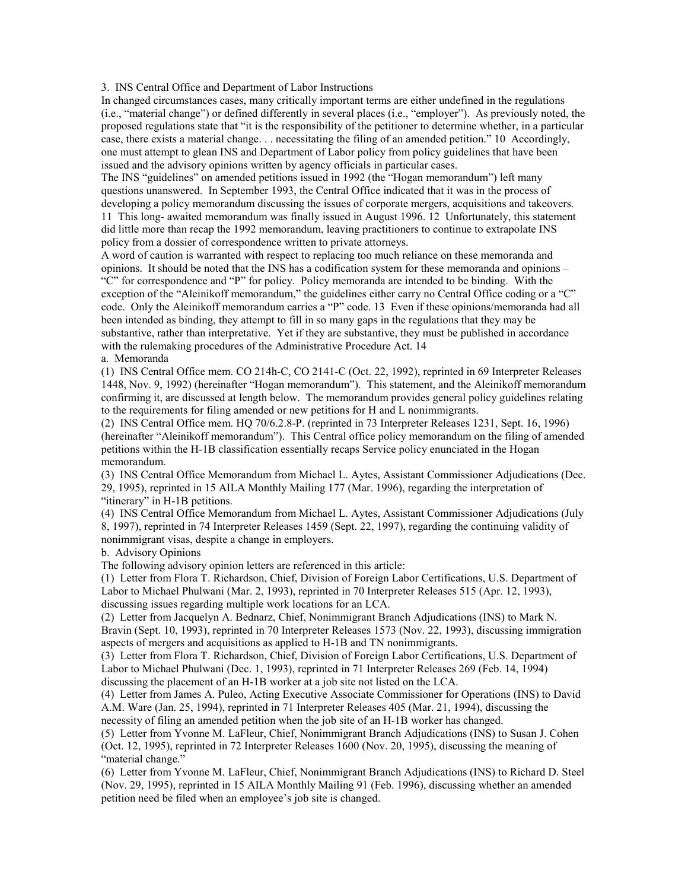### 3. INS Central Office and Department of Labor Instructions

In changed circumstances cases, many critically important terms are either undefined in the regulations (i.e., "material change") or defined differently in several places (i.e., "employer"). As previously noted, the proposed regulations state that "it is the responsibility of the petitioner to determine whether, in a particular case, there exists a material change. . . necessitating the filing of an amended petition." [10] Accordingly, one must attempt to glean INS and Department of Labor policy from policy guidelines that have been issued and the advisory opinions written by agency officials in particular cases.

The INS "guidelines" on amended petitions issued in 1992 (the "Hogan memorandum") left many questions unanswered. In September 1993, the Central Office indicated that it was in the process of developing a policy memorandum discussing the issues of corporate mergers, acquisitions and takeovers. [11] This long- awaited memorandum was finally issued in August 1996. [12] Unfortunately, this statement did little more than recap the 1992 memorandum, leaving practitioners to continue to extrapolate INS policy from a dossier of correspondence written to private attorneys.

A word of caution is warranted with respect to replacing too much reliance on these memoranda and opinions. It should be noted that the INS has a codification system for these memoranda and opinions – "C" for correspondence and "P" for policy. Policy memoranda are intended to be binding. With the exception of the "Aleinikoff memorandum," the guidelines either carry no Central Office coding or a "C" code. Only the Aleinikoff memorandum carries a "P" code. [13] Even if these opinions/memoranda had all been intended as binding, they attempt to fill in so many gaps in the regulations that they may be substantive, rather than interpretative. Yet if they are substantive, they must be published in accordance with the rulemaking procedures of the Administrative Procedure Act. [14]

#### a. Memoranda

(1) INS Central Office mem. CO 214h-C, CO 2141-C (Oct. 22, 1992), reprinted in 69 Interpreter Releases 1448, Nov. 9, 1992) (hereinafter "Hogan memorandum"). This statement, and the Aleinikoff memorandum confirming it, are discussed at length below. The memorandum provides general policy guidelines relating to the requirements for filing amended or new petitions for H and L nonimmigrants.

(2) INS Central Office mem. HQ 70/6.2.8-P. (reprinted in 73 Interpreter Releases 1231, Sept. 16, 1996) (hereinafter "Aleinikoff memorandum"). This Central office policy memorandum on the filing of amended petitions within the H-1B classification essentially recaps Service policy enunciated in the Hogan memorandum.

(3) INS Central Office Memorandum from Michael L. Aytes, Assistant Commissioner Adjudications (Dec. 29, 1995), reprinted in 15 AILA Monthly Mailing 177 (Mar. 1996), regarding the interpretation of "itinerary" in H-1B petitions.

(4) INS Central Office Memorandum from Michael L. Aytes, Assistant Commissioner Adjudications (July 8, 1997), reprinted in 74 Interpreter Releases 1459 (Sept. 22, 1997), regarding the continuing validity of nonimmigrant visas, despite a change in employers.

#### b. Advisory Opinions

The following advisory opinion letters are referenced in this article:

(1) Letter from Flora T. Richardson, Chief, Division of Foreign Labor Certifications, U.S. Department of Labor to Michael Phulwani (Mar. 2, 1993), reprinted in 70 Interpreter Releases 515 (Apr. 12, 1993), discussing issues regarding multiple work locations for an LCA.

(2) Letter from Jacquelyn A. Bednarz, Chief, Nonimmigrant Branch Adjudications (INS) to Mark N. Bravin (Sept. 10, 1993), reprinted in 70 Interpreter Releases 1573 (Nov. 22, 1993), discussing immigration aspects of mergers and acquisitions as applied to H-1B and TN nonimmigrants.

(3) Letter from Flora T. Richardson, Chief, Division of Foreign Labor Certifications, U.S. Department of Labor to Michael Phulwani (Dec. 1, 1993), reprinted in 71 Interpreter Releases 269 (Feb. 14, 1994) discussing the placement of an H-1B worker at a job site not listed on the LCA.

(4) Letter from James A. Puleo, Acting Executive Associate Commissioner for Operations (INS) to David A.M. Ware (Jan. 25, 1994), reprinted in 71 Interpreter Releases 405 (Mar. 21, 1994), discussing the necessity of filing an amended petition when the job site of an H-1B worker has changed.

(5) Letter from Yvonne M. LaFleur, Chief, Nonimmigrant Branch Adjudications (INS) to Susan J. Cohen (Oct. 12, 1995), reprinted in 72 Interpreter Releases 1600 (Nov. 20, 1995), discussing the meaning of "material change."

(6) Letter from Yvonne M. LaFleur, Chief, Nonimmigrant Branch Adjudications (INS) to Richard D. Steel (Nov. 29, 1995), reprinted in 15 AILA Monthly Mailing 91 (Feb. 1996), discussing whether an amended petition need be filed when an employee's job site is changed.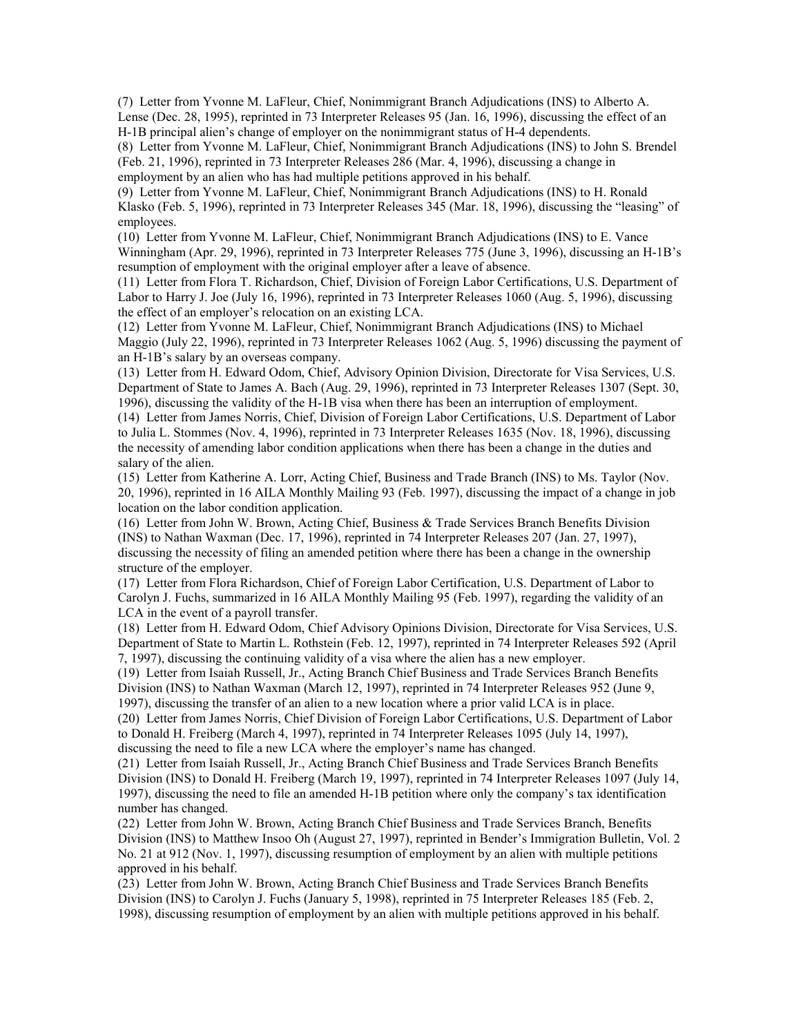(7) Letter from Yvonne M. LaFleur, Chief, Nonimmigrant Branch Adjudications (INS) to Alberto A. Lense (Dec. 28, 1995), reprinted in 73 Interpreter Releases 95 (Jan. 16, 1996), discussing the effect of an H-1B principal alien's change of employer on the nonimmigrant status of H-4 dependents.

(8) Letter from Yvonne M. LaFleur, Chief, Nonimmigrant Branch Adjudications (INS) to John S. Brendel (Feb. 21, 1996), reprinted in 73 Interpreter Releases 286 (Mar. 4, 1996), discussing a change in employment by an alien who has had multiple petitions approved in his behalf.

(9) Letter from Yvonne M. LaFleur, Chief, Nonimmigrant Branch Adjudications (INS) to H. Ronald Klasko (Feb. 5, 1996), reprinted in 73 Interpreter Releases 345 (Mar. 18, 1996), discussing the "leasing" of employees.

(10) Letter from Yvonne M. LaFleur, Chief, Nonimmigrant Branch Adjudications (INS) to E. Vance Winningham (Apr. 29, 1996), reprinted in 73 Interpreter Releases 775 (June 3, 1996), discussing an H-1B's resumption of employment with the original employer after a leave of absence.

(11) Letter from Flora T. Richardson, Chief, Division of Foreign Labor Certifications, U.S. Department of Labor to Harry J. Joe (July 16, 1996), reprinted in 73 Interpreter Releases 1060 (Aug. 5, 1996), discussing the effect of an employer's relocation on an existing LCA.

(12) Letter from Yvonne M. LaFleur, Chief, Nonimmigrant Branch Adjudications (INS) to Michael Maggio (July 22, 1996), reprinted in 73 Interpreter Releases 1062 (Aug. 5, 1996) discussing the payment of an H-1B's salary by an overseas company.

(13) Letter from H. Edward Odom, Chief, Advisory Opinion Division, Directorate for Visa Services, U.S. Department of State to James A. Bach (Aug. 29, 1996), reprinted in 73 Interpreter Releases 1307 (Sept. 30, 1996), discussing the validity of the H-1B visa when there has been an interruption of employment.

(14) Letter from James Norris, Chief, Division of Foreign Labor Certifications, U.S. Department of Labor to Julia L. Stommes (Nov. 4, 1996), reprinted in 73 Interpreter Releases 1635 (Nov. 18, 1996), discussing the necessity of amending labor condition applications when there has been a change in the duties and salary of the alien.

(15) Letter from Katherine A. Lorr, Acting Chief, Business and Trade Branch (INS) to Ms. Taylor (Nov. 20, 1996), reprinted in 16 AILA Monthly Mailing 93 (Feb. 1997), discussing the impact of a change in job location on the labor condition application.

(16) Letter from John W. Brown, Acting Chief, Business & Trade Services Branch Benefits Division (INS) to Nathan Waxman (Dec. 17, 1996), reprinted in 74 Interpreter Releases 207 (Jan. 27, 1997), discussing the necessity of filing an amended petition where there has been a change in the ownership structure of the employer.

(17) Letter from Flora Richardson, Chief of Foreign Labor Certification, U.S. Department of Labor to Carolyn J. Fuchs, summarized in 16 AILA Monthly Mailing 95 (Feb. 1997), regarding the validity of an LCA in the event of a payroll transfer.

(18) Letter from H. Edward Odom, Chief Advisory Opinions Division, Directorate for Visa Services, U.S. Department of State to Martin L. Rothstein (Feb. 12, 1997), reprinted in 74 Interpreter Releases 592 (April 7, 1997), discussing the continuing validity of a visa where the alien has a new employer.

(19) Letter from Isaiah Russell, Jr., Acting Branch Chief Business and Trade Services Branch Benefits Division (INS) to Nathan Waxman (March 12, 1997), reprinted in 74 Interpreter Releases 952 (June 9, 1997), discussing the transfer of an alien to a new location where a prior valid LCA is in place.

(20) Letter from James Norris, Chief Division of Foreign Labor Certifications, U.S. Department of Labor to Donald H. Freiberg (March 4, 1997), reprinted in 74 Interpreter Releases 1095 (July 14, 1997), discussing the need to file a new LCA where the employer's name has changed.

(21) Letter from Isaiah Russell, Jr., Acting Branch Chief Business and Trade Services Branch Benefits Division (INS) to Donald H. Freiberg (March 19, 1997), reprinted in 74 Interpreter Releases 1097 (July 14, 1997), discussing the need to file an amended H-1B petition where only the company's tax identification number has changed.

(22) Letter from John W. Brown, Acting Branch Chief Business and Trade Services Branch, Benefits Division (INS) to Matthew Insoo Oh (August 27, 1997), reprinted in Bender's Immigration Bulletin, Vol. 2 No. 21 at 912 (Nov. 1, 1997), discussing resumption of employment by an alien with multiple petitions approved in his behalf.

(23) Letter from John W. Brown, Acting Branch Chief Business and Trade Services Branch Benefits Division (INS) to Carolyn J. Fuchs (January 5, 1998), reprinted in 75 Interpreter Releases 185 (Feb. 2, 1998), discussing resumption of employment by an alien with multiple petitions approved in his behalf.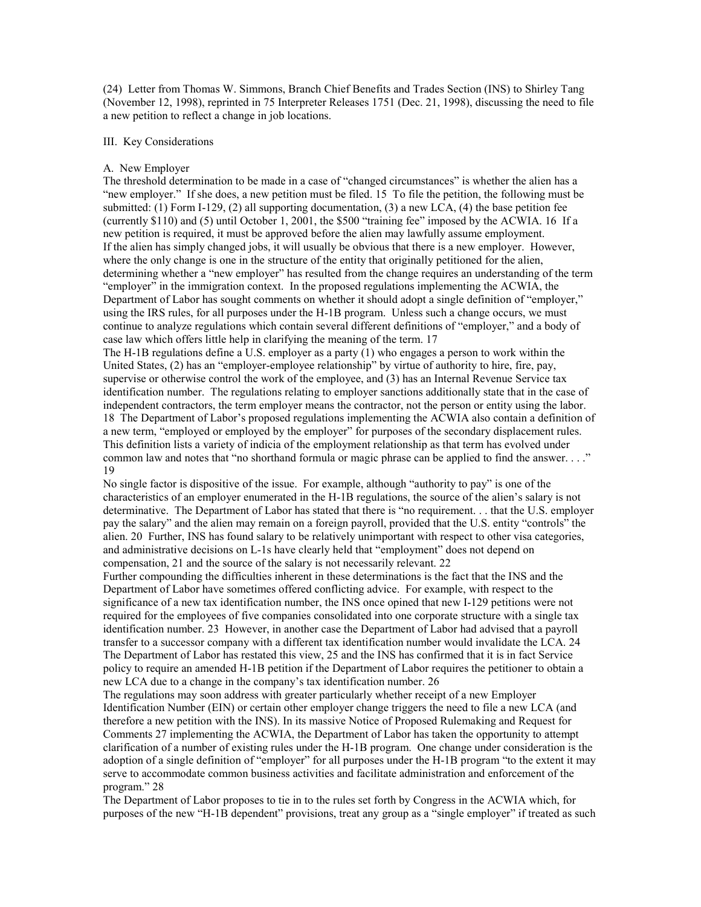(24) Letter from Thomas W. Simmons, Branch Chief Benefits and Trades Section (INS) to Shirley Tang (November 12, 1998), reprinted in 75 Interpreter Releases 1751 (Dec. 21, 1998), discussing the need to file a new petition to reflect a change in job locations.

## III. Key Considerations

### A. New Employer

The threshold determination to be made in a case of "changed circumstances" is whether the alien has a "new employer." If she does, a new petition must be filed. 15 To file the petition, the following must be submitted: (1) Form I-129, (2) all supporting documentation, (3) a new LCA, (4) the base petition fee (currently $110) and (5) until October 1, 2001, the $500 "training fee" imposed by the ACWIA. 16 If a new petition is required, it must be approved before the alien may lawfully assume employment.

If the alien has simply changed jobs, it will usually be obvious that there is a new employer. However, where the only change is one in the structure of the entity that originally petitioned for the alien, determining whether a "new employer" has resulted from the change requires an understanding of the term "employer" in the immigration context. In the proposed regulations implementing the ACWIA, the Department of Labor has sought comments on whether it should adopt a single definition of "employer," using the IRS rules, for all purposes under the H-1B program. Unless such a change occurs, we must continue to analyze regulations which contain several different definitions of "employer," and a body of case law which offers little help in clarifying the meaning of the term. 17

The H-1B regulations define a U.S. employer as a party (1) who engages a person to work within the United States, (2) has an "employer-employee relationship" by virtue of authority to hire, fire, pay, supervise or otherwise control the work of the employee, and (3) has an Internal Revenue Service tax identification number. The regulations relating to employer sanctions additionally state that in the case of independent contractors, the term employer means the contractor, not the person or entity using the labor. 18 The Department of Labor's proposed regulations implementing the ACWIA also contain a definition of a new term, "employed or employed by the employer" for purposes of the secondary displacement rules. This definition lists a variety of indicia of the employment relationship as that term has evolved under common law and notes that "no shorthand formula or magic phrase can be applied to find the answer. . . ." 19

No single factor is dispositive of the issue. For example, although "authority to pay" is one of the characteristics of an employer enumerated in the H-1B regulations, the source of the alien's salary is not determinative. The Department of Labor has stated that there is "no requirement. . . that the U.S. employer pay the salary" and the alien may remain on a foreign payroll, provided that the U.S. entity "controls" the alien. 20 Further, INS has found salary to be relatively unimportant with respect to other visa categories, and administrative decisions on L-1s have clearly held that "employment" does not depend on compensation, 21 and the source of the salary is not necessarily relevant. 22

Further compounding the difficulties inherent in these determinations is the fact that the INS and the Department of Labor have sometimes offered conflicting advice. For example, with respect to the significance of a new tax identification number, the INS once opined that new I-129 petitions were not required for the employees of five companies consolidated into one corporate structure with a single tax identification number. 23 However, in another case the Department of Labor had advised that a payroll transfer to a successor company with a different tax identification number would invalidate the LCA. 24 The Department of Labor has restated this view, 25 and the INS has confirmed that it is in fact Service policy to require an amended H-1B petition if the Department of Labor requires the petitioner to obtain a new LCA due to a change in the company's tax identification number. 26

The regulations may soon address with greater particularly whether receipt of a new Employer Identification Number (EIN) or certain other employer change triggers the need to file a new LCA (and therefore a new petition with the INS). In its massive Notice of Proposed Rulemaking and Request for Comments 27 implementing the ACWIA, the Department of Labor has taken the opportunity to attempt clarification of a number of existing rules under the H-1B program. One change under consideration is the adoption of a single definition of "employer" for all purposes under the H-1B program "to the extent it may serve to accommodate common business activities and facilitate administration and enforcement of the program." 28

The Department of Labor proposes to tie in to the rules set forth by Congress in the ACWIA which, for purposes of the new "H-1B dependent" provisions, treat any group as a "single employer" if treated as such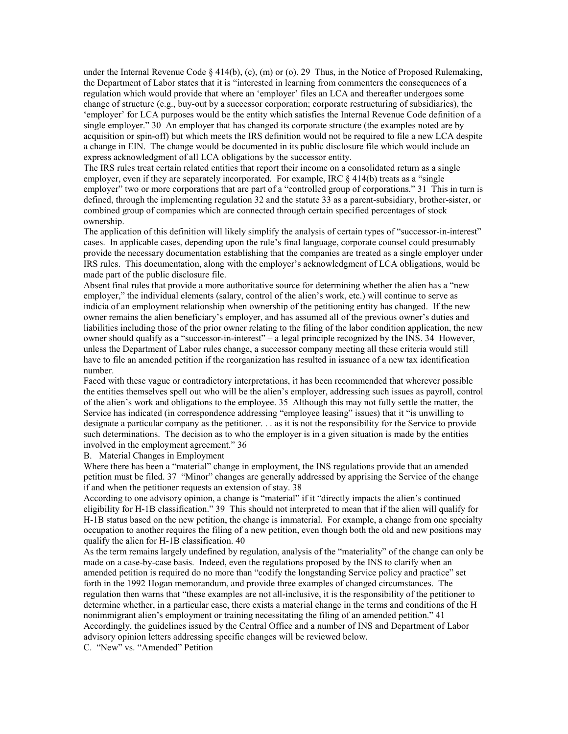under the Internal Revenue Code § 414(b), (c), (m) or (o). 29 Thus, in the Notice of Proposed Rulemaking, the Department of Labor states that it is "interested in learning from commenters the consequences of a regulation which would provide that where an 'employer' files an LCA and thereafter undergoes some change of structure (e.g., buy-out by a successor corporation; corporate restructuring of subsidiaries), the 'employer' for LCA purposes would be the entity which satisfies the Internal Revenue Code definition of a single employer." 30 An employer that has changed its corporate structure (the examples noted are by acquisition or spin-off) but which meets the IRS definition would not be required to file a new LCA despite a change in EIN. The change would be documented in its public disclosure file which would include an express acknowledgment of all LCA obligations by the successor entity.

The IRS rules treat certain related entities that report their income on a consolidated return as a single employer, even if they are separately incorporated. For example, IRC § 414(b) treats as a "single employer" two or more corporations that are part of a "controlled group of corporations." 31 This in turn is defined, through the implementing regulation 32 and the statute 33 as a parent-subsidiary, brother-sister, or combined group of companies which are connected through certain specified percentages of stock ownership.

The application of this definition will likely simplify the analysis of certain types of "successor-in-interest" cases. In applicable cases, depending upon the rule's final language, corporate counsel could presumably provide the necessary documentation establishing that the companies are treated as a single employer under IRS rules. This documentation, along with the employer's acknowledgment of LCA obligations, would be made part of the public disclosure file.

Absent final rules that provide a more authoritative source for determining whether the alien has a "new employer," the individual elements (salary, control of the alien's work, etc.) will continue to serve as indicia of an employment relationship when ownership of the petitioning entity has changed. If the new owner remains the alien beneficiary's employer, and has assumed all of the previous owner's duties and liabilities including those of the prior owner relating to the filing of the labor condition application, the new owner should qualify as a "successor-in-interest" – a legal principle recognized by the INS. 34 However, unless the Department of Labor rules change, a successor company meeting all these criteria would still have to file an amended petition if the reorganization has resulted in issuance of a new tax identification number.

Faced with these vague or contradictory interpretations, it has been recommended that wherever possible the entities themselves spell out who will be the alien's employer, addressing such issues as payroll, control of the alien's work and obligations to the employee. 35 Although this may not fully settle the matter, the Service has indicated (in correspondence addressing "employee leasing" issues) that it "is unwilling to designate a particular company as the petitioner. . . as it is not the responsibility for the Service to provide such determinations. The decision as to who the employer is in a given situation is made by the entities involved in the employment agreement." 36

## B. Material Changes in Employment

Where there has been a "material" change in employment, the INS regulations provide that an amended petition must be filed. 37 "Minor" changes are generally addressed by apprising the Service of the change if and when the petitioner requests an extension of stay. 38

According to one advisory opinion, a change is "material" if it "directly impacts the alien's continued eligibility for H-1B classification." 39 This should not interpreted to mean that if the alien will qualify for H-1B status based on the new petition, the change is immaterial. For example, a change from one specialty occupation to another requires the filing of a new petition, even though both the old and new positions may qualify the alien for H-1B classification. 40

As the term remains largely undefined by regulation, analysis of the "materiality" of the change can only be made on a case-by-case basis. Indeed, even the regulations proposed by the INS to clarify when an amended petition is required do no more than "codify the longstanding Service policy and practice" set forth in the 1992 Hogan memorandum, and provide three examples of changed circumstances. The regulation then warns that "these examples are not all-inclusive, it is the responsibility of the petitioner to determine whether, in a particular case, there exists a material change in the terms and conditions of the H nonimmigrant alien's employment or training necessitating the filing of an amended petition." 41 Accordingly, the guidelines issued by the Central Office and a number of INS and Department of Labor advisory opinion letters addressing specific changes will be reviewed below.

## C. "New" vs. "Amended" Petition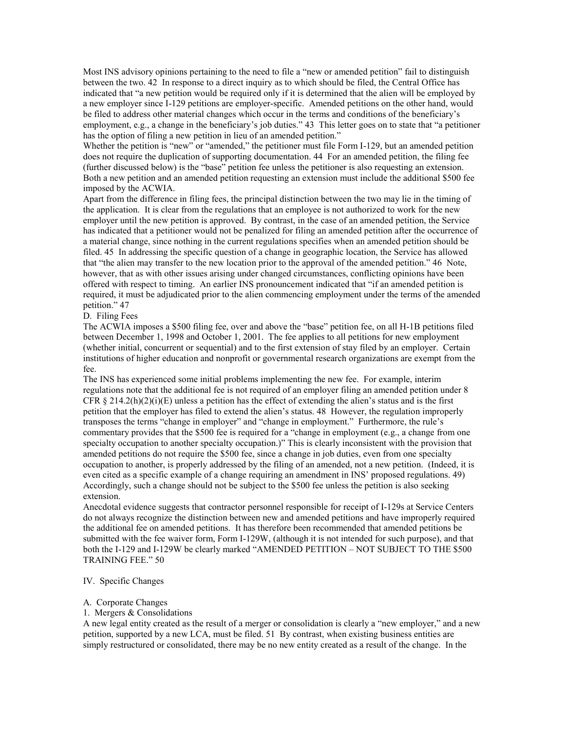Most INS advisory opinions pertaining to the need to file a "new or amended petition" fail to distinguish between the two. 42 In response to a direct inquiry as to which should be filed, the Central Office has indicated that "a new petition would be required only if it is determined that the alien will be employed by a new employer since I-129 petitions are employer-specific. Amended petitions on the other hand, would be filed to address other material changes which occur in the terms and conditions of the beneficiary's employment, e.g., a change in the beneficiary's job duties." 43 This letter goes on to state that "a petitioner has the option of filing a new petition in lieu of an amended petition."

Whether the petition is "new" or "amended," the petitioner must file Form I-129, but an amended petition does not require the duplication of supporting documentation. 44 For an amended petition, the filing fee (further discussed below) is the "base" petition fee unless the petitioner is also requesting an extension. Both a new petition and an amended petition requesting an extension must include the additional $500 fee imposed by the ACWIA.

Apart from the difference in filing fees, the principal distinction between the two may lie in the timing of the application. It is clear from the regulations that an employee is not authorized to work for the new employer until the new petition is approved. By contrast, in the case of an amended petition, the Service has indicated that a petitioner would not be penalized for filing an amended petition after the occurrence of a material change, since nothing in the current regulations specifies when an amended petition should be filed. 45 In addressing the specific question of a change in geographic location, the Service has allowed that "the alien may transfer to the new location prior to the approval of the amended petition." 46 Note, however, that as with other issues arising under changed circumstances, conflicting opinions have been offered with respect to timing. An earlier INS pronouncement indicated that "if an amended petition is required, it must be adjudicated prior to the alien commencing employment under the terms of the amended petition." 47

D. Filing Fees

The ACWIA imposes a $500 filing fee, over and above the "base" petition fee, on all H-1B petitions filed between December 1, 1998 and October 1, 2001. The fee applies to all petitions for new employment (whether initial, concurrent or sequential) and to the first extension of stay filed by an employer. Certain institutions of higher education and nonprofit or governmental research organizations are exempt from the fee.

The INS has experienced some initial problems implementing the new fee. For example, interim regulations note that the additional fee is not required of an employer filing an amended petition under 8 CFR § 214.2(h)(2)(i)(E) unless a petition has the effect of extending the alien's status and is the first petition that the employer has filed to extend the alien's status. 48 However, the regulation improperly transposes the terms "change in employer" and "change in employment." Furthermore, the rule's commentary provides that the $500 fee is required for a "change in employment (e.g., a change from one specialty occupation to another specialty occupation.)" This is clearly inconsistent with the provision that amended petitions do not require the $500 fee, since a change in job duties, even from one specialty occupation to another, is properly addressed by the filing of an amended, not a new petition. (Indeed, it is even cited as a specific example of a change requiring an amendment in INS' proposed regulations. 49) Accordingly, such a change should not be subject to the $500 fee unless the petition is also seeking extension.

Anecdotal evidence suggests that contractor personnel responsible for receipt of I-129s at Service Centers do not always recognize the distinction between new and amended petitions and have improperly required the additional fee on amended petitions. It has therefore been recommended that amended petitions be submitted with the fee waiver form, Form I-129W, (although it is not intended for such purpose), and that both the I-129 and I-129W be clearly marked "AMENDED PETITION – NOT SUBJECT TO THE $500 TRAINING FEE." 50

IV. Specific Changes

A. Corporate Changes

1. Mergers & Consolidations

A new legal entity created as the result of a merger or consolidation is clearly a "new employer," and a new petition, supported by a new LCA, must be filed. 51 By contrast, when existing business entities are simply restructured or consolidated, there may be no new entity created as a result of the change. In the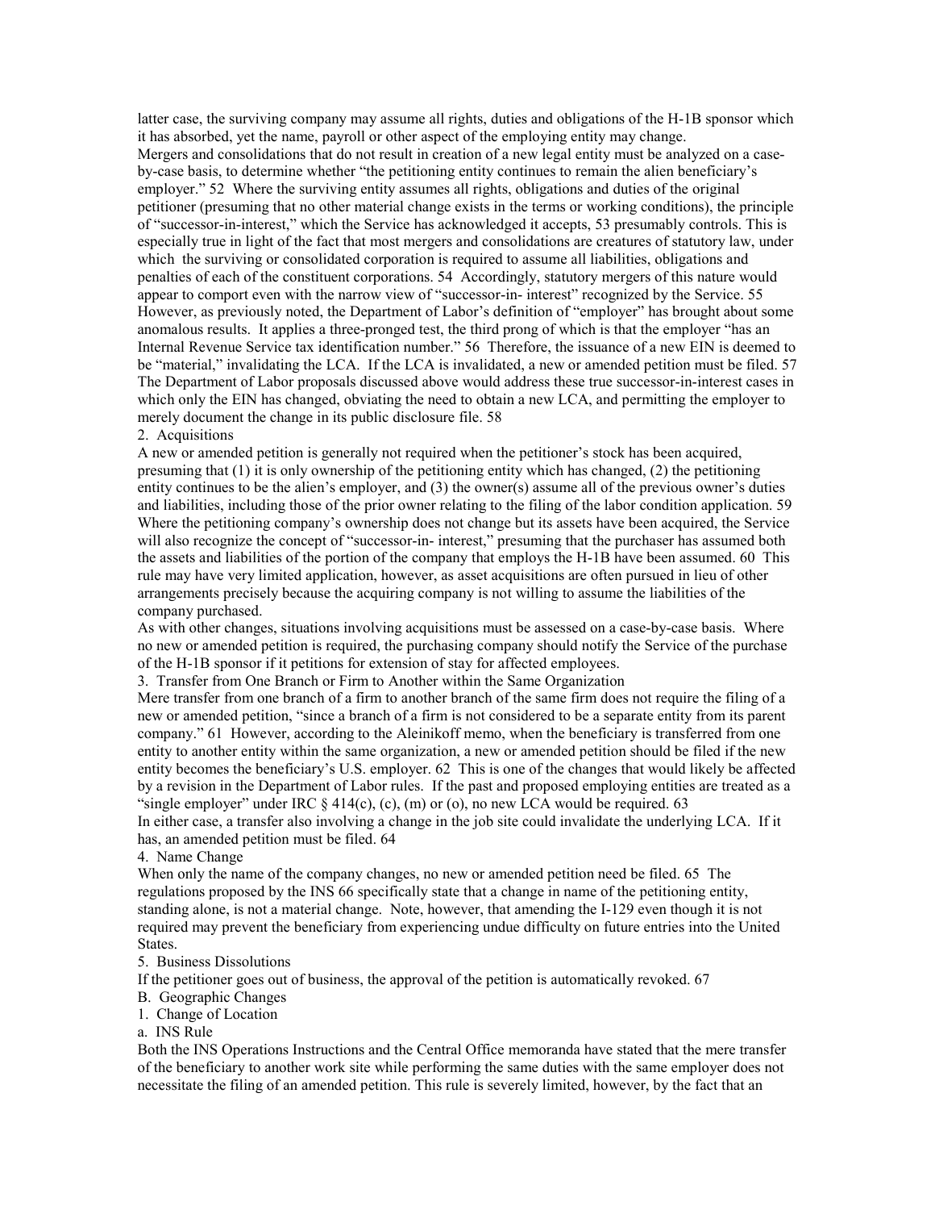latter case, the surviving company may assume all rights, duties and obligations of the H-1B sponsor which it has absorbed, yet the name, payroll or other aspect of the employing entity may change.

Mergers and consolidations that do not result in creation of a new legal entity must be analyzed on a case-by-case basis, to determine whether "the petitioning entity continues to remain the alien beneficiary's employer." 52 Where the surviving entity assumes all rights, obligations and duties of the original petitioner (presuming that no other material change exists in the terms or working conditions), the principle of "successor-in-interest," which the Service has acknowledged it accepts, 53 presumably controls. This is especially true in light of the fact that most mergers and consolidations are creatures of statutory law, under which the surviving or consolidated corporation is required to assume all liabilities, obligations and penalties of each of the constituent corporations. 54 Accordingly, statutory mergers of this nature would appear to comport even with the narrow view of "successor-in- interest" recognized by the Service. 55 However, as previously noted, the Department of Labor's definition of "employer" has brought about some anomalous results. It applies a three-pronged test, the third prong of which is that the employer "has an Internal Revenue Service tax identification number." 56 Therefore, the issuance of a new EIN is deemed to be "material," invalidating the LCA. If the LCA is invalidated, a new or amended petition must be filed. 57 The Department of Labor proposals discussed above would address these true successor-in-interest cases in which only the EIN has changed, obviating the need to obtain a new LCA, and permitting the employer to merely document the change in its public disclosure file. 58

2. Acquisitions

A new or amended petition is generally not required when the petitioner's stock has been acquired, presuming that (1) it is only ownership of the petitioning entity which has changed, (2) the petitioning entity continues to be the alien's employer, and (3) the owner(s) assume all of the previous owner's duties and liabilities, including those of the prior owner relating to the filing of the labor condition application. 59 Where the petitioning company's ownership does not change but its assets have been acquired, the Service will also recognize the concept of "successor-in- interest," presuming that the purchaser has assumed both the assets and liabilities of the portion of the company that employs the H-1B have been assumed. 60 This rule may have very limited application, however, as asset acquisitions are often pursued in lieu of other arrangements precisely because the acquiring company is not willing to assume the liabilities of the company purchased.

As with other changes, situations involving acquisitions must be assessed on a case-by-case basis. Where no new or amended petition is required, the purchasing company should notify the Service of the purchase of the H-1B sponsor if it petitions for extension of stay for affected employees.

3. Transfer from One Branch or Firm to Another within the Same Organization

Mere transfer from one branch of a firm to another branch of the same firm does not require the filing of a new or amended petition, "since a branch of a firm is not considered to be a separate entity from its parent company." 61 However, according to the Aleinikoff memo, when the beneficiary is transferred from one entity to another entity within the same organization, a new or amended petition should be filed if the new entity becomes the beneficiary's U.S. employer. 62 This is one of the changes that would likely be affected by a revision in the Department of Labor rules. If the past and proposed employing entities are treated as a "single employer" under IRC § 414(c), (c), (m) or (o), no new LCA would be required. 63

In either case, a transfer also involving a change in the job site could invalidate the underlying LCA. If it has, an amended petition must be filed. 64

4. Name Change

When only the name of the company changes, no new or amended petition need be filed. 65 The regulations proposed by the INS 66 specifically state that a change in name of the petitioning entity, standing alone, is not a material change. Note, however, that amending the I-129 even though it is not required may prevent the beneficiary from experiencing undue difficulty on future entries into the United States.

5. Business Dissolutions

If the petitioner goes out of business, the approval of the petition is automatically revoked. 67

B. Geographic Changes

1. Change of Location

a. INS Rule

Both the INS Operations Instructions and the Central Office memoranda have stated that the mere transfer of the beneficiary to another work site while performing the same duties with the same employer does not necessitate the filing of an amended petition. This rule is severely limited, however, by the fact that an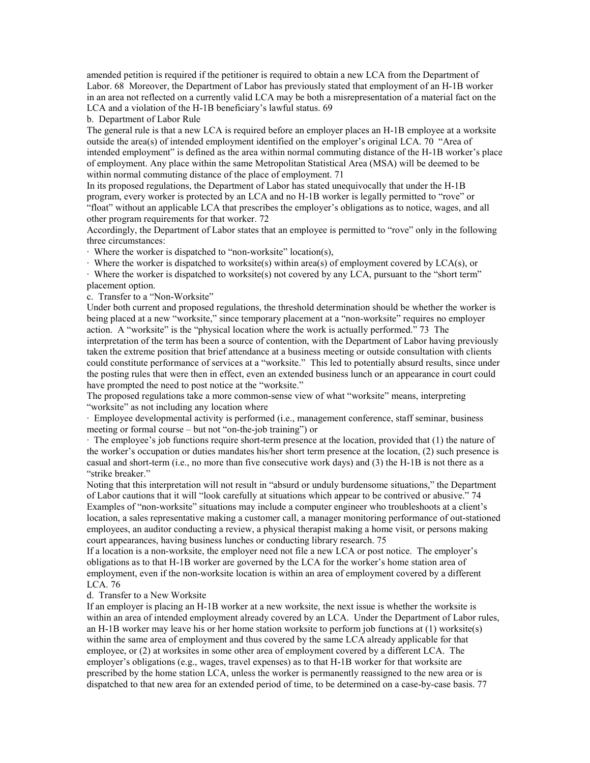amended petition is required if the petitioner is required to obtain a new LCA from the Department of Labor. 68 Moreover, the Department of Labor has previously stated that employment of an H-1B worker in an area not reflected on a currently valid LCA may be both a misrepresentation of a material fact on the LCA and a violation of the H-1B beneficiary's lawful status. 69

b. Department of Labor Rule

The general rule is that a new LCA is required before an employer places an H-1B employee at a worksite outside the area(s) of intended employment identified on the employer's original LCA. 70 "Area of intended employment" is defined as the area within normal commuting distance of the H-1B worker's place of employment. Any place within the same Metropolitan Statistical Area (MSA) will be deemed to be within normal commuting distance of the place of employment. 71

In its proposed regulations, the Department of Labor has stated unequivocally that under the H-1B program, every worker is protected by an LCA and no H-1B worker is legally permitted to "rove" or "float" without an applicable LCA that prescribes the employer's obligations as to notice, wages, and all other program requirements for that worker. 72

Accordingly, the Department of Labor states that an employee is permitted to "rove" only in the following three circumstances:

· Where the worker is dispatched to "non-worksite" location(s),
· Where the worker is dispatched to worksite(s) within area(s) of employment covered by LCA(s), or
· Where the worker is dispatched to worksite(s) not covered by any LCA, pursuant to the "short term" placement option.

c. Transfer to a "Non-Worksite"

Under both current and proposed regulations, the threshold determination should be whether the worker is being placed at a new "worksite," since temporary placement at a "non-worksite" requires no employer action. A "worksite" is the "physical location where the work is actually performed." 73 The interpretation of the term has been a source of contention, with the Department of Labor having previously taken the extreme position that brief attendance at a business meeting or outside consultation with clients could constitute performance of services at a "worksite." This led to potentially absurd results, since under the posting rules that were then in effect, even an extended business lunch or an appearance in court could have prompted the need to post notice at the "worksite."

The proposed regulations take a more common-sense view of what "worksite" means, interpreting "worksite" as not including any location where

· Employee developmental activity is performed (i.e., management conference, staff seminar, business meeting or formal course – but not "on-the-job training") or
· The employee's job functions require short-term presence at the location, provided that (1) the nature of the worker's occupation or duties mandates his/her short term presence at the location, (2) such presence is casual and short-term (i.e., no more than five consecutive work days) and (3) the H-1B is not there as a "strike breaker."

Noting that this interpretation will not result in "absurd or unduly burdensome situations," the Department of Labor cautions that it will "look carefully at situations which appear to be contrived or abusive." 74 Examples of "non-worksite" situations may include a computer engineer who troubleshoots at a client's location, a sales representative making a customer call, a manager monitoring performance of out-stationed employees, an auditor conducting a review, a physical therapist making a home visit, or persons making court appearances, having business lunches or conducting library research. 75

If a location is a non-worksite, the employer need not file a new LCA or post notice. The employer's obligations as to that H-1B worker are governed by the LCA for the worker's home station area of employment, even if the non-worksite location is within an area of employment covered by a different LCA. 76

d. Transfer to a New Worksite

If an employer is placing an H-1B worker at a new worksite, the next issue is whether the worksite is within an area of intended employment already covered by an LCA. Under the Department of Labor rules, an H-1B worker may leave his or her home station worksite to perform job functions at (1) worksite(s) within the same area of employment and thus covered by the same LCA already applicable for that employee, or (2) at worksites in some other area of employment covered by a different LCA. The employer's obligations (e.g., wages, travel expenses) as to that H-1B worker for that worksite are prescribed by the home station LCA, unless the worker is permanently reassigned to the new area or is dispatched to that new area for an extended period of time, to be determined on a case-by-case basis. 77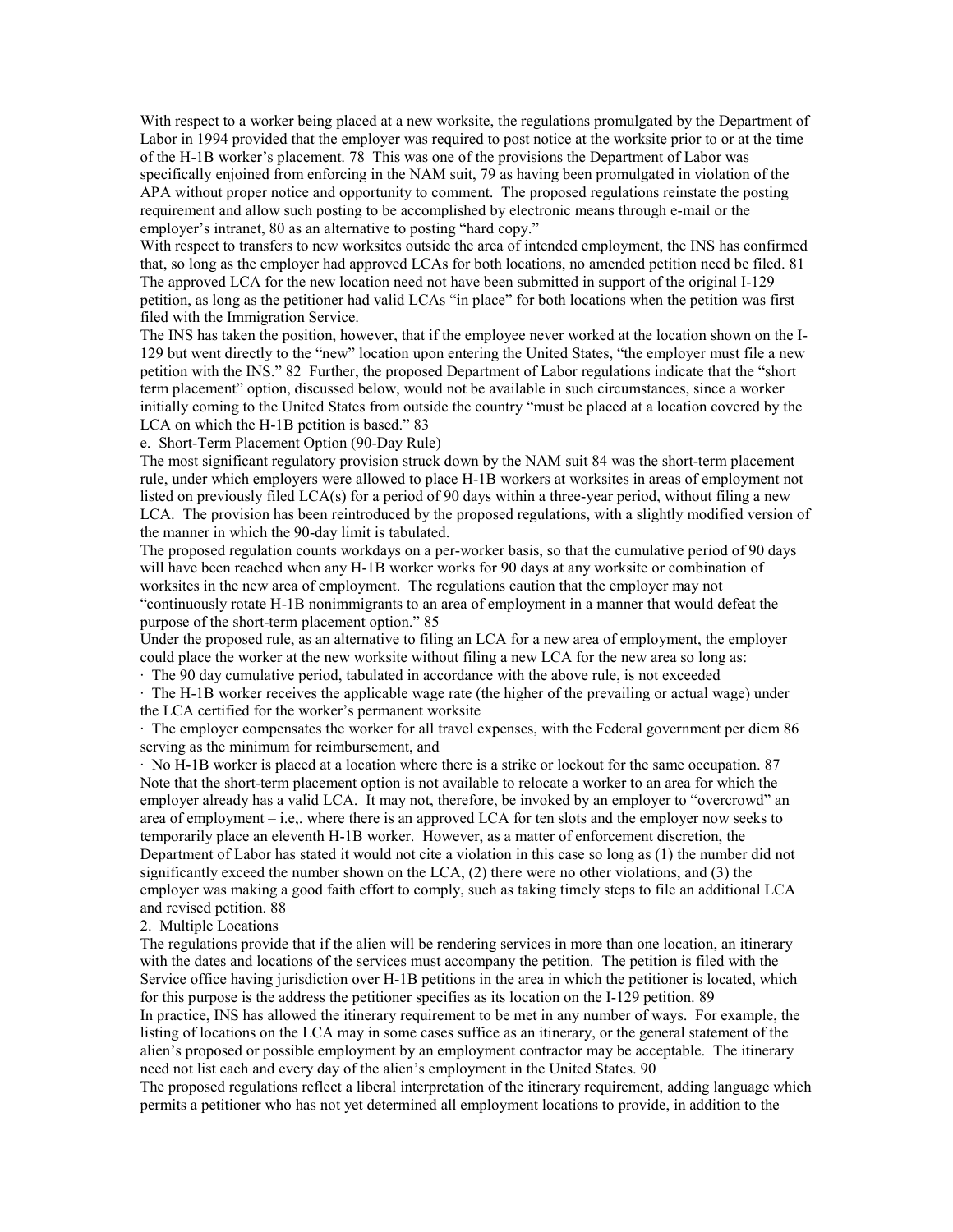With respect to a worker being placed at a new worksite, the regulations promulgated by the Department of Labor in 1994 provided that the employer was required to post notice at the worksite prior to or at the time of the H-1B worker's placement. 78 This was one of the provisions the Department of Labor was specifically enjoined from enforcing in the NAM suit, 79 as having been promulgated in violation of the APA without proper notice and opportunity to comment. The proposed regulations reinstate the posting requirement and allow such posting to be accomplished by electronic means through e-mail or the employer's intranet, 80 as an alternative to posting "hard copy."

With respect to transfers to new worksites outside the area of intended employment, the INS has confirmed that, so long as the employer had approved LCAs for both locations, no amended petition need be filed. 81 The approved LCA for the new location need not have been submitted in support of the original I-129 petition, as long as the petitioner had valid LCAs "in place" for both locations when the petition was first filed with the Immigration Service.

The INS has taken the position, however, that if the employee never worked at the location shown on the I-129 but went directly to the "new" location upon entering the United States, "the employer must file a new petition with the INS." 82 Further, the proposed Department of Labor regulations indicate that the "short term placement" option, discussed below, would not be available in such circumstances, since a worker initially coming to the United States from outside the country "must be placed at a location covered by the LCA on which the H-1B petition is based." 83

e. Short-Term Placement Option (90-Day Rule)

The most significant regulatory provision struck down by the NAM suit 84 was the short-term placement rule, under which employers were allowed to place H-1B workers at worksites in areas of employment not listed on previously filed LCA(s) for a period of 90 days within a three-year period, without filing a new LCA. The provision has been reintroduced by the proposed regulations, with a slightly modified version of the manner in which the 90-day limit is tabulated.

The proposed regulation counts workdays on a per-worker basis, so that the cumulative period of 90 days will have been reached when any H-1B worker works for 90 days at any worksite or combination of worksites in the new area of employment. The regulations caution that the employer may not "continuously rotate H-1B nonimmigrants to an area of employment in a manner that would defeat the purpose of the short-term placement option." 85

Under the proposed rule, as an alternative to filing an LCA for a new area of employment, the employer could place the worker at the new worksite without filing a new LCA for the new area so long as:

- The 90 day cumulative period, tabulated in accordance with the above rule, is not exceeded
- The H-1B worker receives the applicable wage rate (the higher of the prevailing or actual wage) under the LCA certified for the worker's permanent worksite
- The employer compensates the worker for all travel expenses, with the Federal government per diem 86 serving as the minimum for reimbursement, and
- No H-1B worker is placed at a location where there is a strike or lockout for the same occupation. 87

Note that the short-term placement option is not available to relocate a worker to an area for which the employer already has a valid LCA. It may not, therefore, be invoked by an employer to "overcrowd" an area of employment – i.e,. where there is an approved LCA for ten slots and the employer now seeks to temporarily place an eleventh H-1B worker. However, as a matter of enforcement discretion, the Department of Labor has stated it would not cite a violation in this case so long as (1) the number did not significantly exceed the number shown on the LCA, (2) there were no other violations, and (3) the employer was making a good faith effort to comply, such as taking timely steps to file an additional LCA and revised petition. 88

2. Multiple Locations

The regulations provide that if the alien will be rendering services in more than one location, an itinerary with the dates and locations of the services must accompany the petition. The petition is filed with the Service office having jurisdiction over H-1B petitions in the area in which the petitioner is located, which for this purpose is the address the petitioner specifies as its location on the I-129 petition. 89

In practice, INS has allowed the itinerary requirement to be met in any number of ways. For example, the listing of locations on the LCA may in some cases suffice as an itinerary, or the general statement of the alien's proposed or possible employment by an employment contractor may be acceptable. The itinerary need not list each and every day of the alien's employment in the United States. 90

The proposed regulations reflect a liberal interpretation of the itinerary requirement, adding language which permits a petitioner who has not yet determined all employment locations to provide, in addition to the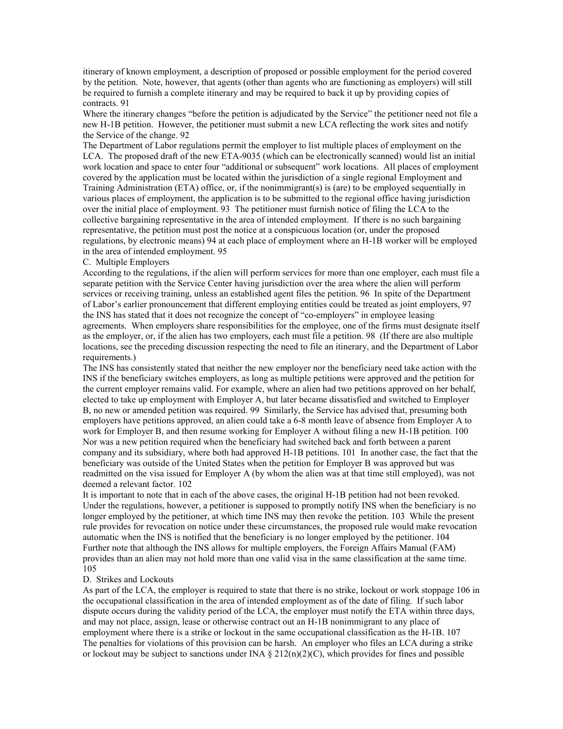itinerary of known employment, a description of proposed or possible employment for the period covered by the petition. Note, however, that agents (other than agents who are functioning as employers) will still be required to furnish a complete itinerary and may be required to back it up by providing copies of contracts. 91

Where the itinerary changes "before the petition is adjudicated by the Service" the petitioner need not file a new H-1B petition. However, the petitioner must submit a new LCA reflecting the work sites and notify the Service of the change. 92

The Department of Labor regulations permit the employer to list multiple places of employment on the LCA. The proposed draft of the new ETA-9035 (which can be electronically scanned) would list an initial work location and space to enter four "additional or subsequent" work locations. All places of employment covered by the application must be located within the jurisdiction of a single regional Employment and Training Administration (ETA) office, or, if the nonimmigrant(s) is (are) to be employed sequentially in various places of employment, the application is to be submitted to the regional office having jurisdiction over the initial place of employment. 93 The petitioner must furnish notice of filing the LCA to the collective bargaining representative in the area of intended employment. If there is no such bargaining representative, the petition must post the notice at a conspicuous location (or, under the proposed regulations, by electronic means) 94 at each place of employment where an H-1B worker will be employed in the area of intended employment. 95

C. Multiple Employers

According to the regulations, if the alien will perform services for more than one employer, each must file a separate petition with the Service Center having jurisdiction over the area where the alien will perform services or receiving training, unless an established agent files the petition. 96 In spite of the Department of Labor's earlier pronouncement that different employing entities could be treated as joint employers, 97 the INS has stated that it does not recognize the concept of "co-employers" in employee leasing agreements. When employers share responsibilities for the employee, one of the firms must designate itself as the employer, or, if the alien has two employers, each must file a petition. 98 (If there are also multiple locations, see the preceding discussion respecting the need to file an itinerary, and the Department of Labor requirements.)

The INS has consistently stated that neither the new employer nor the beneficiary need take action with the INS if the beneficiary switches employers, as long as multiple petitions were approved and the petition for the current employer remains valid. For example, where an alien had two petitions approved on her behalf, elected to take up employment with Employer A, but later became dissatisfied and switched to Employer B, no new or amended petition was required. 99 Similarly, the Service has advised that, presuming both employers have petitions approved, an alien could take a 6-8 month leave of absence from Employer A to work for Employer B, and then resume working for Employer A without filing a new H-1B petition. 100 Nor was a new petition required when the beneficiary had switched back and forth between a parent company and its subsidiary, where both had approved H-1B petitions. 101 In another case, the fact that the beneficiary was outside of the United States when the petition for Employer B was approved but was readmitted on the visa issued for Employer A (by whom the alien was at that time still employed), was not deemed a relevant factor. 102

It is important to note that in each of the above cases, the original H-1B petition had not been revoked. Under the regulations, however, a petitioner is supposed to promptly notify INS when the beneficiary is no longer employed by the petitioner, at which time INS may then revoke the petition. 103 While the present rule provides for revocation on notice under these circumstances, the proposed rule would make revocation automatic when the INS is notified that the beneficiary is no longer employed by the petitioner. 104 Further note that although the INS allows for multiple employers, the Foreign Affairs Manual (FAM) provides than an alien may not hold more than one valid visa in the same classification at the same time. 105

D. Strikes and Lockouts

As part of the LCA, the employer is required to state that there is no strike, lockout or work stoppage 106 in the occupational classification in the area of intended employment as of the date of filing. If such labor dispute occurs during the validity period of the LCA, the employer must notify the ETA within three days, and may not place, assign, lease or otherwise contract out an H-1B nonimmigrant to any place of employment where there is a strike or lockout in the same occupational classification as the H-1B. 107 The penalties for violations of this provision can be harsh. An employer who files an LCA during a strike or lockout may be subject to sanctions under INA § 212(n)(2)(C), which provides for fines and possible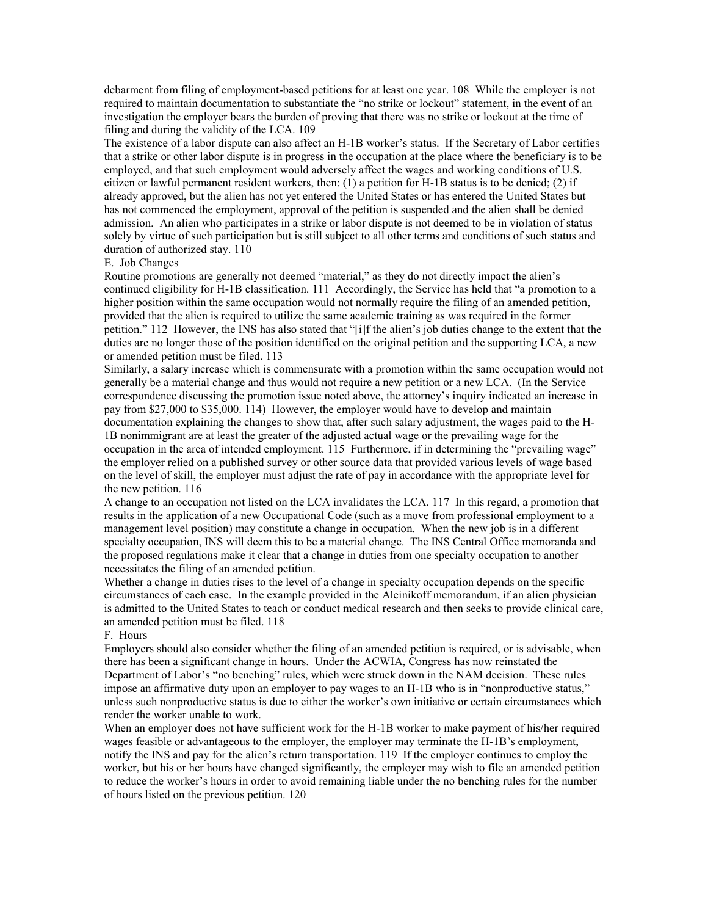debarment from filing of employment-based petitions for at least one year. 108 While the employer is not required to maintain documentation to substantiate the "no strike or lockout" statement, in the event of an investigation the employer bears the burden of proving that there was no strike or lockout at the time of filing and during the validity of the LCA. 109

The existence of a labor dispute can also affect an H-1B worker's status. If the Secretary of Labor certifies that a strike or other labor dispute is in progress in the occupation at the place where the beneficiary is to be employed, and that such employment would adversely affect the wages and working conditions of U.S. citizen or lawful permanent resident workers, then: (1) a petition for H-1B status is to be denied; (2) if already approved, but the alien has not yet entered the United States or has entered the United States but has not commenced the employment, approval of the petition is suspended and the alien shall be denied admission. An alien who participates in a strike or labor dispute is not deemed to be in violation of status solely by virtue of such participation but is still subject to all other terms and conditions of such status and duration of authorized stay. 110

## E. Job Changes

Routine promotions are generally not deemed "material," as they do not directly impact the alien's continued eligibility for H-1B classification. 111 Accordingly, the Service has held that "a promotion to a higher position within the same occupation would not normally require the filing of an amended petition, provided that the alien is required to utilize the same academic training as was required in the former petition." 112 However, the INS has also stated that "[i]f the alien's job duties change to the extent that the duties are no longer those of the position identified on the original petition and the supporting LCA, a new or amended petition must be filed. 113

Similarly, a salary increase which is commensurate with a promotion within the same occupation would not generally be a material change and thus would not require a new petition or a new LCA. (In the Service correspondence discussing the promotion issue noted above, the attorney's inquiry indicated an increase in pay from $27,000 to $35,000. 114) However, the employer would have to develop and maintain documentation explaining the changes to show that, after such salary adjustment, the wages paid to the H-1B nonimmigrant are at least the greater of the adjusted actual wage or the prevailing wage for the occupation in the area of intended employment. 115 Furthermore, if in determining the "prevailing wage" the employer relied on a published survey or other source data that provided various levels of wage based on the level of skill, the employer must adjust the rate of pay in accordance with the appropriate level for the new petition. 116

A change to an occupation not listed on the LCA invalidates the LCA. 117 In this regard, a promotion that results in the application of a new Occupational Code (such as a move from professional employment to a management level position) may constitute a change in occupation. When the new job is in a different specialty occupation, INS will deem this to be a material change. The INS Central Office memoranda and the proposed regulations make it clear that a change in duties from one specialty occupation to another necessitates the filing of an amended petition.

Whether a change in duties rises to the level of a change in specialty occupation depends on the specific circumstances of each case. In the example provided in the Aleinikoff memorandum, if an alien physician is admitted to the United States to teach or conduct medical research and then seeks to provide clinical care, an amended petition must be filed. 118

## F. Hours

Employers should also consider whether the filing of an amended petition is required, or is advisable, when there has been a significant change in hours. Under the ACWIA, Congress has now reinstated the Department of Labor's "no benching" rules, which were struck down in the NAM decision. These rules impose an affirmative duty upon an employer to pay wages to an H-1B who is in "nonproductive status," unless such nonproductive status is due to either the worker's own initiative or certain circumstances which render the worker unable to work.

When an employer does not have sufficient work for the H-1B worker to make payment of his/her required wages feasible or advantageous to the employer, the employer may terminate the H-1B's employment, notify the INS and pay for the alien's return transportation. 119 If the employer continues to employ the worker, but his or her hours have changed significantly, the employer may wish to file an amended petition to reduce the worker's hours in order to avoid remaining liable under the no benching rules for the number of hours listed on the previous petition. 120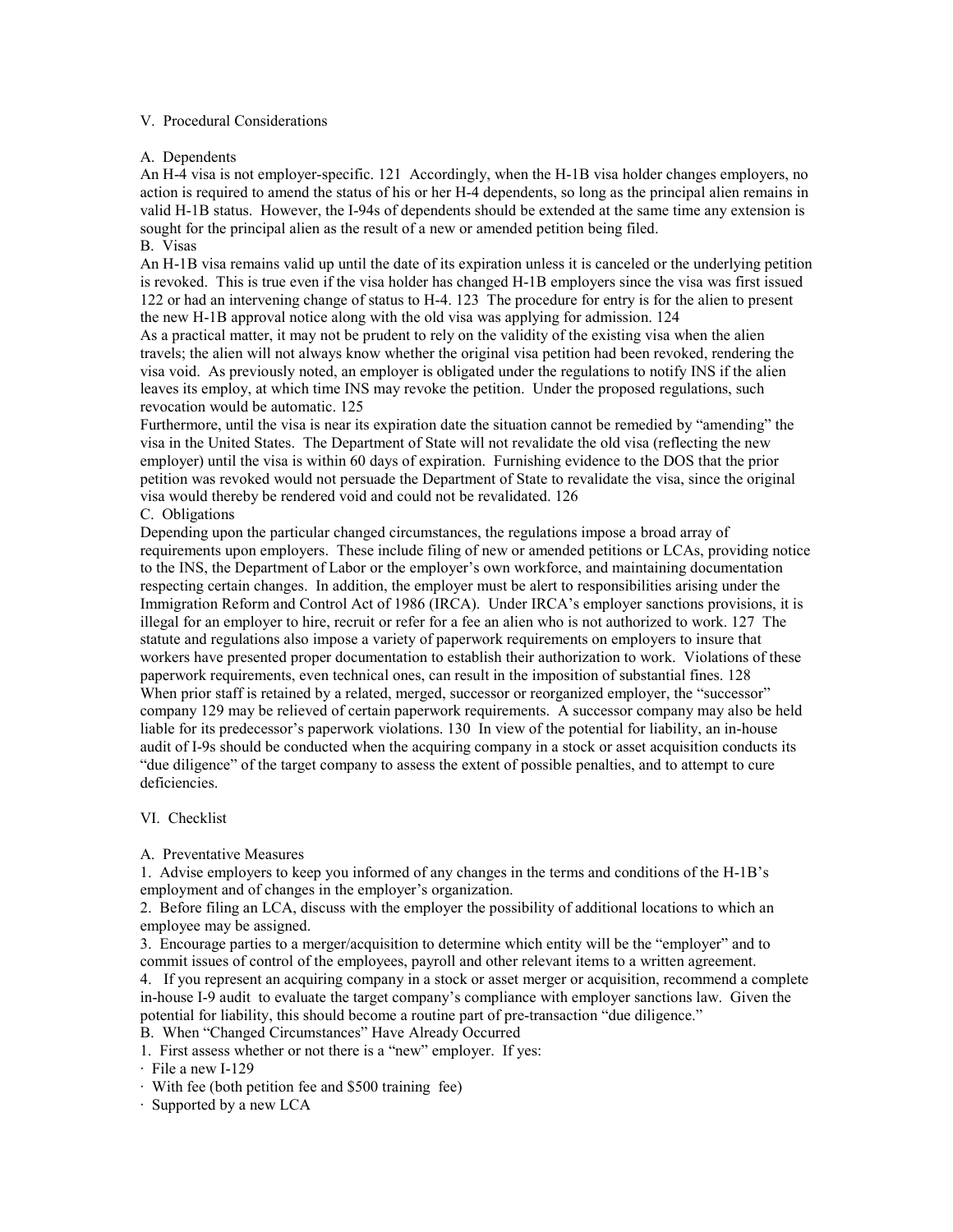## V. Procedural Considerations

### A. Dependents

An H-4 visa is not employer-specific. 121 Accordingly, when the H-1B visa holder changes employers, no action is required to amend the status of his or her H-4 dependents, so long as the principal alien remains in valid H-1B status. However, the I-94s of dependents should be extended at the same time any extension is sought for the principal alien as the result of a new or amended petition being filed.

### B. Visas

An H-1B visa remains valid up until the date of its expiration unless it is canceled or the underlying petition is revoked. This is true even if the visa holder has changed H-1B employers since the visa was first issued 122 or had an intervening change of status to H-4. 123 The procedure for entry is for the alien to present the new H-1B approval notice along with the old visa was applying for admission. 124

As a practical matter, it may not be prudent to rely on the validity of the existing visa when the alien travels; the alien will not always know whether the original visa petition had been revoked, rendering the visa void. As previously noted, an employer is obligated under the regulations to notify INS if the alien leaves its employ, at which time INS may revoke the petition. Under the proposed regulations, such revocation would be automatic. 125

Furthermore, until the visa is near its expiration date the situation cannot be remedied by "amending" the visa in the United States. The Department of State will not revalidate the old visa (reflecting the new employer) until the visa is within 60 days of expiration. Furnishing evidence to the DOS that the prior petition was revoked would not persuade the Department of State to revalidate the visa, since the original visa would thereby be rendered void and could not be revalidated. 126

### C. Obligations

Depending upon the particular changed circumstances, the regulations impose a broad array of requirements upon employers. These include filing of new or amended petitions or LCAs, providing notice to the INS, the Department of Labor or the employer's own workforce, and maintaining documentation respecting certain changes. In addition, the employer must be alert to responsibilities arising under the Immigration Reform and Control Act of 1986 (IRCA). Under IRCA's employer sanctions provisions, it is illegal for an employer to hire, recruit or refer for a fee an alien who is not authorized to work. 127 The statute and regulations also impose a variety of paperwork requirements on employers to insure that workers have presented proper documentation to establish their authorization to work. Violations of these paperwork requirements, even technical ones, can result in the imposition of substantial fines. 128

When prior staff is retained by a related, merged, successor or reorganized employer, the "successor" company 129 may be relieved of certain paperwork requirements. A successor company may also be held liable for its predecessor's paperwork violations. 130 In view of the potential for liability, an in-house audit of I-9s should be conducted when the acquiring company in a stock or asset acquisition conducts its "due diligence" of the target company to assess the extent of possible penalties, and to attempt to cure deficiencies.

## VI. Checklist

### A. Preventative Measures

1. Advise employers to keep you informed of any changes in the terms and conditions of the H-1B's employment and of changes in the employer's organization.
2. Before filing an LCA, discuss with the employer the possibility of additional locations to which an employee may be assigned.
3. Encourage parties to a merger/acquisition to determine which entity will be the "employer" and to commit issues of control of the employees, payroll and other relevant items to a written agreement.
4. If you represent an acquiring company in a stock or asset merger or acquisition, recommend a complete in-house I-9 audit to evaluate the target company's compliance with employer sanctions law. Given the potential for liability, this should become a routine part of pre-transaction "due diligence."

### B. When "Changed Circumstances" Have Already Occurred

1. First assess whether or not there is a "new" employer. If yes:

- File a new I-129
- With fee (both petition fee and $500 training fee)
- Supported by a new LCA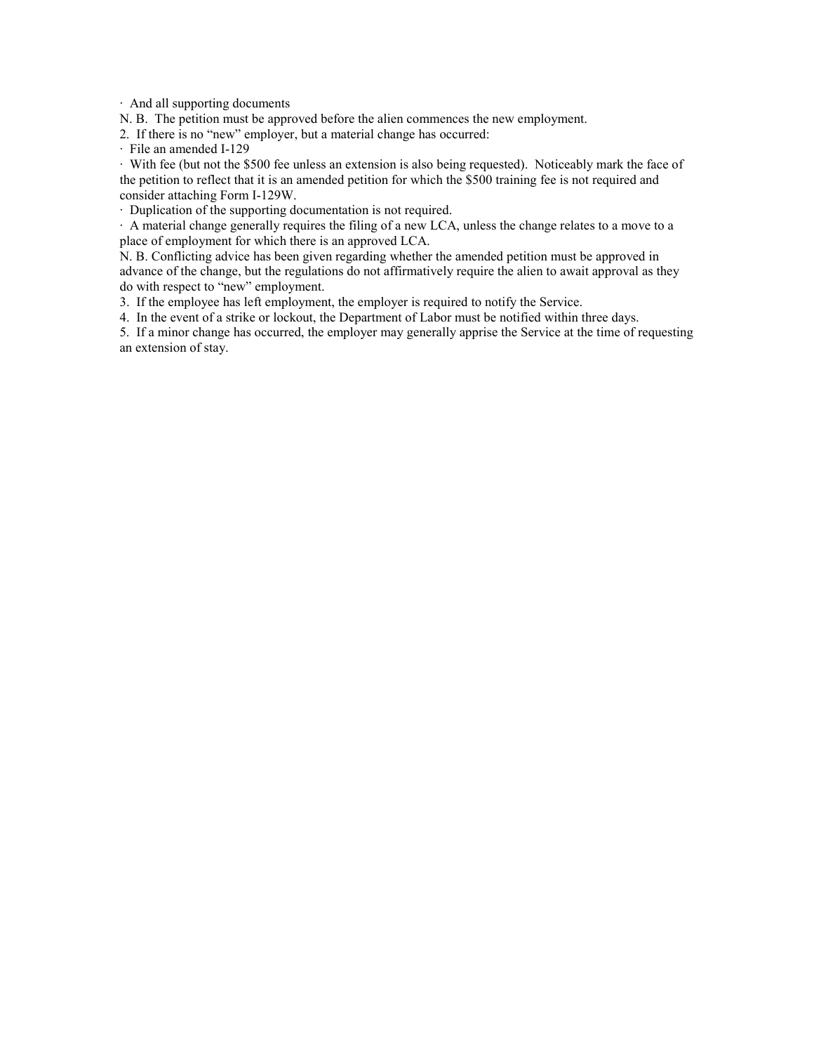- And all supporting documents

N. B. The petition must be approved before the alien commences the new employment.

2. If there is no "new" employer, but a material change has occurred:

- File an amended I-129
- With fee (but not the $500 fee unless an extension is also being requested). Noticeably mark the face of the petition to reflect that it is an amended petition for which the $500 training fee is not required and consider attaching Form I-129W.
- Duplication of the supporting documentation is not required.
- A material change generally requires the filing of a new LCA, unless the change relates to a move to a place of employment for which there is an approved LCA.

N. B. Conflicting advice has been given regarding whether the amended petition must be approved in advance of the change, but the regulations do not affirmatively require the alien to await approval as they do with respect to "new" employment.

3. If the employee has left employment, the employer is required to notify the Service.
4. In the event of a strike or lockout, the Department of Labor must be notified within three days.
5. If a minor change has occurred, the employer may generally apprise the Service at the time of requesting an extension of stay.